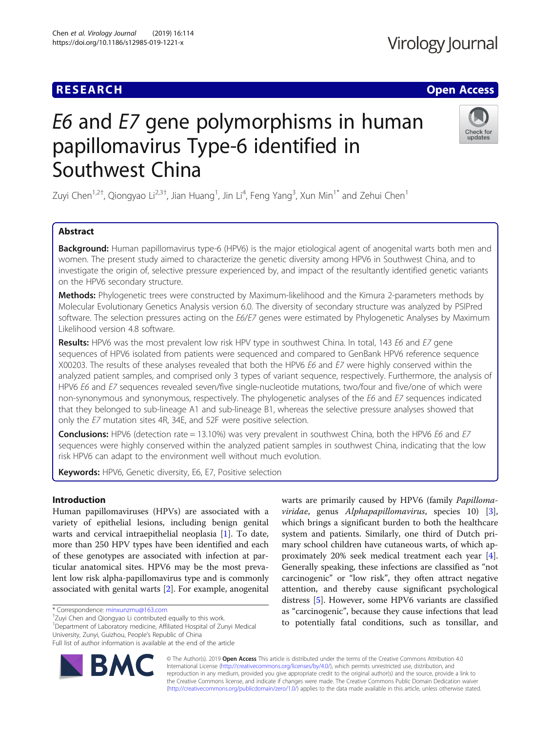# *E6* and *E7* gene polymorphisms in human papillomavirus Type-6 identified in Southwest China

Zuyi Chen[1,2†], Qiongyao Li[2,3†], Jian Huang[1], Jin Li[4], Feng Yang[3], Xun Min[1*] and Zehui Chen[1]

## Abstract

**Background:** Human papillomavirus type-6 (HPV6) is the major etiological agent of anogenital warts both men and women. The present study aimed to characterize the genetic diversity among HPV6 in Southwest China, and to investigate the origin of, selective pressure experienced by, and impact of the resultantly identified genetic variants on the HPV6 secondary structure.

**Methods:** Phylogenetic trees were constructed by Maximum-likelihood and the Kimura 2-parameters methods by Molecular Evolutionary Genetics Analysis version 6.0. The diversity of secondary structure was analyzed by PSIPred software. The selection pressures acting on the *E6/E7* genes were estimated by Phylogenetic Analyses by Maximum Likelihood version 4.8 software.

**Results:** HPV6 was the most prevalent low risk HPV type in southwest China. In total, 143 *E6* and *E7* gene sequences of HPV6 isolated from patients were sequenced and compared to GenBank HPV6 reference sequence X00203. The results of these analyses revealed that both the HPV6 *E6* and *E7* were highly conserved within the analyzed patient samples, and comprised only 3 types of variant sequence, respectively. Furthermore, the analysis of HPV6 *E6* and *E7* sequences revealed seven/five single-nucleotide mutations, two/four and five/one of which were non-synonymous and synonymous, respectively. The phylogenetic analyses of the *E6* and *E7* sequences indicated that they belonged to sub-lineage A1 and sub-lineage B1, whereas the selective pressure analyses showed that only the *E7* mutation sites 4R, 34E, and 52F were positive selection.

**Conclusions:** HPV6 (detection rate = 13.10%) was very prevalent in southwest China, both the HPV6 *E6* and *E7* sequences were highly conserved within the analyzed patient samples in southwest China, indicating that the low risk HPV6 can adapt to the environment well without much evolution.

**Keywords:** HPV6, Genetic diversity, E6, E7, Positive selection

## Introduction

Human papillomaviruses (HPVs) are associated with a variety of epithelial lesions, including benign genital warts and cervical intraepithelial neoplasia [1]. To date, more than 250 HPV types have been identified and each of these genotypes are associated with infection at particular anatomical sites. HPV6 may be the most prevalent low risk alpha-papillomavirus type and is commonly associated with genital warts [2]. For example, anogenital warts are primarily caused by HPV6 (family *Papillomaviridae*, genus *Alphapapillomavirus*, species 10) [3], which brings a significant burden to both the healthcare system and patients. Similarly, one third of Dutch primary school children have cutaneous warts, of which approximately 20% seek medical treatment each year [4]. Generally speaking, these infections are classified as "not carcinogenic" or "low risk", they often attract negative attention, and thereby cause significant psychological distress [5]. However, some HPV6 variants are classified as "carcinogenic", because they cause infections that lead to potentially fatal conditions, such as tonsillar, and

* Correspondence: minxunzmu@163.com

†Zuyi Chen and Qiongyao Li contributed equally to this work.

[1]Department of Laboratory medicine, Affiliated Hospital of Zunyi Medical University, Zunyi, Guizhou, People's Republic of China

Full list of author information is available at the end of the article

© The Author(s). 2019 **Open Access** This article is distributed under the terms of the Creative Commons Attribution 4.0 International License (http://creativecommons.org/licenses/by/4.0/), which permits unrestricted use, distribution, and reproduction in any medium, provided you give appropriate credit to the original author(s) and the source, provide a link to the Creative Commons license, and indicate if changes were made. The Creative Commons Public Domain Dedication waiver (http://creativecommons.org/publicdomain/zero/1.0/) applies to the data made available in this article, unless otherwise stated.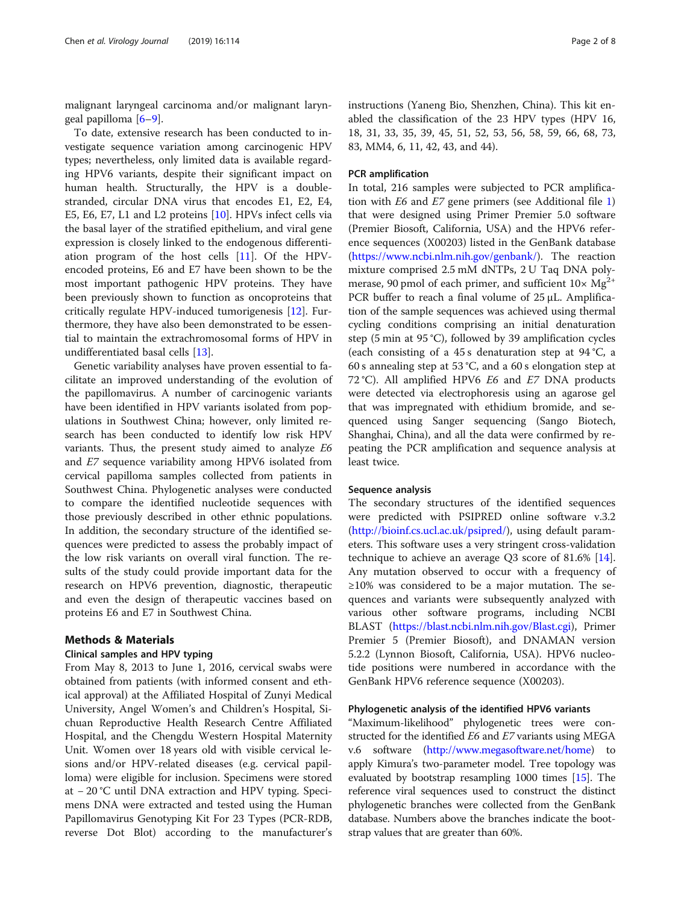malignant laryngeal carcinoma and/or malignant laryngeal papilloma [6–9].

To date, extensive research has been conducted to investigate sequence variation among carcinogenic HPV types; nevertheless, only limited data is available regarding HPV6 variants, despite their significant impact on human health. Structurally, the HPV is a double-stranded, circular DNA virus that encodes E1, E2, E4, E5, E6, E7, L1 and L2 proteins [10]. HPVs infect cells via the basal layer of the stratified epithelium, and viral gene expression is closely linked to the endogenous differentiation program of the host cells [11]. Of the HPV-encoded proteins, E6 and E7 have been shown to be the most important pathogenic HPV proteins. They have been previously shown to function as oncoproteins that critically regulate HPV-induced tumorigenesis [12]. Furthermore, they have also been demonstrated to be essential to maintain the extrachromosomal forms of HPV in undifferentiated basal cells [13].

Genetic variability analyses have proven essential to facilitate an improved understanding of the evolution of the papillomavirus. A number of carcinogenic variants have been identified in HPV variants isolated from populations in Southwest China; however, only limited research has been conducted to identify low risk HPV variants. Thus, the present study aimed to analyze *E6* and *E7* sequence variability among HPV6 isolated from cervical papilloma samples collected from patients in Southwest China. Phylogenetic analyses were conducted to compare the identified nucleotide sequences with those previously described in other ethnic populations. In addition, the secondary structure of the identified sequences were predicted to assess the probably impact of the low risk variants on overall viral function. The results of the study could provide important data for the research on HPV6 prevention, diagnostic, therapeutic and even the design of therapeutic vaccines based on proteins E6 and E7 in Southwest China.

## Methods & Materials

### Clinical samples and HPV typing

From May 8, 2013 to June 1, 2016, cervical swabs were obtained from patients (with informed consent and ethical approval) at the Affiliated Hospital of Zunyi Medical University, Angel Women's and Children's Hospital, Sichuan Reproductive Health Research Centre Affiliated Hospital, and the Chengdu Western Hospital Maternity Unit. Women over 18 years old with visible cervical lesions and/or HPV-related diseases (e.g. cervical papilloma) were eligible for inclusion. Specimens were stored at − 20 °C until DNA extraction and HPV typing. Specimens DNA were extracted and tested using the Human Papillomavirus Genotyping Kit For 23 Types (PCR-RDB, reverse Dot Blot) according to the manufacturer's instructions (Yaneng Bio, Shenzhen, China). This kit enabled the classification of the 23 HPV types (HPV 16, 18, 31, 33, 35, 39, 45, 51, 52, 53, 56, 58, 59, 66, 68, 73, 83, MM4, 6, 11, 42, 43, and 44).

### PCR amplification

In total, 216 samples were subjected to PCR amplification with *E6* and *E7* gene primers (see Additional file 1) that were designed using Primer Premier 5.0 software (Premier Biosoft, California, USA) and the HPV6 reference sequences (X00203) listed in the GenBank database (https://www.ncbi.nlm.nih.gov/genbank/). The reaction mixture comprised 2.5 mM dNTPs, 2 U Taq DNA polymerase, 90 pmol of each primer, and sufficient 10× $Mg^{2+}$ PCR buffer to reach a final volume of 25 μL. Amplification of the sample sequences was achieved using thermal cycling conditions comprising an initial denaturation step (5 min at 95 °C), followed by 39 amplification cycles (each consisting of a 45 s denaturation step at 94 °C, a 60 s annealing step at 53 °C, and a 60 s elongation step at 72 °C). All amplified HPV6 *E6* and *E7* DNA products were detected via electrophoresis using an agarose gel that was impregnated with ethidium bromide, and sequenced using Sanger sequencing (Sango Biotech, Shanghai, China), and all the data were confirmed by repeating the PCR amplification and sequence analysis at least twice.

### Sequence analysis

The secondary structures of the identified sequences were predicted with PSIPRED online software v.3.2 (http://bioinf.cs.ucl.ac.uk/psipred/), using default parameters. This software uses a very stringent cross-validation technique to achieve an average Q3 score of 81.6% [14]. Any mutation observed to occur with a frequency of ≥10% was considered to be a major mutation. The sequences and variants were subsequently analyzed with various other software programs, including NCBI BLAST (https://blast.ncbi.nlm.nih.gov/Blast.cgi), Primer Premier 5 (Premier Biosoft), and DNAMAN version 5.2.2 (Lynnon Biosoft, California, USA). HPV6 nucleotide positions were numbered in accordance with the GenBank HPV6 reference sequence (X00203).

### Phylogenetic analysis of the identified HPV6 variants

"Maximum-likelihood" phylogenetic trees were constructed for the identified *E6* and *E7* variants using MEGA v.6 software (http://www.megasoftware.net/home) to apply Kimura's two-parameter model. Tree topology was evaluated by bootstrap resampling 1000 times [15]. The reference viral sequences used to construct the distinct phylogenetic branches were collected from the GenBank database. Numbers above the branches indicate the bootstrap values that are greater than 60%.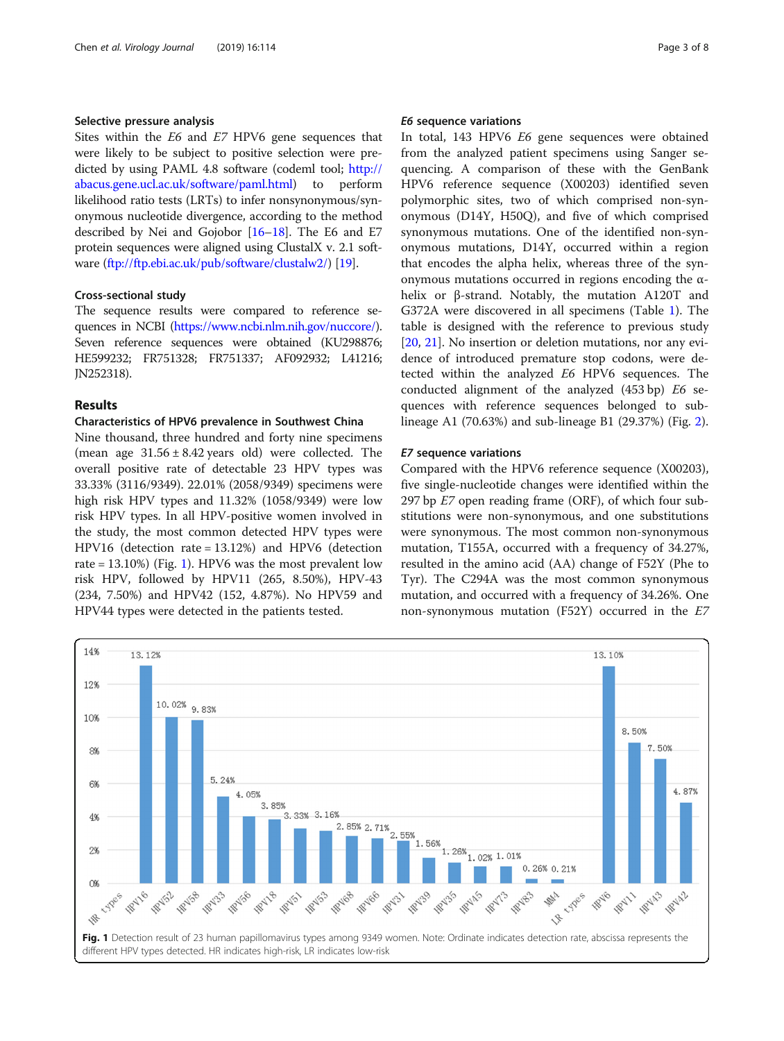### Selective pressure analysis

Sites within the *E6* and *E7* HPV6 gene sequences that were likely to be subject to positive selection were predicted by using PAML 4.8 software (codeml tool; http://abacus.gene.ucl.ac.uk/software/paml.html) to perform likelihood ratio tests (LRTs) to infer nonsynonymous/synonymous nucleotide divergence, according to the method described by Nei and Gojobor [16–18]. The E6 and E7 protein sequences were aligned using ClustalX v. 2.1 software (ftp://ftp.ebi.ac.uk/pub/software/clustalw2/) [19].

### Cross-sectional study

The sequence results were compared to reference sequences in NCBI (https://www.ncbi.nlm.nih.gov/nuccore/). Seven reference sequences were obtained (KU298876; HE599232; FR751328; FR751337; AF092932; L41216; JN252318).

## Results

### Characteristics of HPV6 prevalence in Southwest China

Nine thousand, three hundred and forty nine specimens (mean age 31.56 ± 8.42 years old) were collected. The overall positive rate of detectable 23 HPV types was 33.33% (3116/9349). 22.01% (2058/9349) specimens were high risk HPV types and 11.32% (1058/9349) were low risk HPV types. In all HPV-positive women involved in the study, the most common detected HPV types were HPV16 (detection rate = 13.12%) and HPV6 (detection rate = 13.10%) (Fig. 1). HPV6 was the most prevalent low risk HPV, followed by HPV11 (265, 8.50%), HPV-43 (234, 7.50%) and HPV42 (152, 4.87%). No HPV59 and HPV44 types were detected in the patients tested.

### *E6* sequence variations

In total, 143 HPV6 *E6* gene sequences were obtained from the analyzed patient specimens using Sanger sequencing. A comparison of these with the GenBank HPV6 reference sequence (X00203) identified seven polymorphic sites, two of which comprised non-synonymous (D14Y, H50Q), and five of which comprised synonymous mutations. One of the identified non-synonymous mutations, D14Y, occurred within a region that encodes the alpha helix, whereas three of the synonymous mutations occurred in regions encoding the α-helix or β-strand. Notably, the mutation A120T and G372A were discovered in all specimens (Table 1). The table is designed with the reference to previous study [20, 21]. No insertion or deletion mutations, nor any evidence of introduced premature stop codons, were detected within the analyzed *E6* HPV6 sequences. The conducted alignment of the analyzed (453 bp) *E6* sequences with reference sequences belonged to sub-lineage A1 (70.63%) and sub-lineage B1 (29.37%) (Fig. 2).

### *E7* sequence variations

Compared with the HPV6 reference sequence (X00203), five single-nucleotide changes were identified within the 297 bp *E7* open reading frame (ORF), of which four substitutions were non-synonymous, and one substitutions were synonymous. The most common non-synonymous mutation, T155A, occurred with a frequency of 34.27%, resulted in the amino acid (AA) change of F52Y (Phe to Tyr). The C294A was the most common synonymous mutation, and occurred with a frequency of 34.26%. One non-synonymous mutation (F52Y) occurred in the *E7*

**Fig. 1** Detection result of 23 human papillomavirus types among 9349 women. Note: Ordinate indicates detection rate, abscissa represents the different HPV types detected. HR indicates high-risk, LR indicates low-risk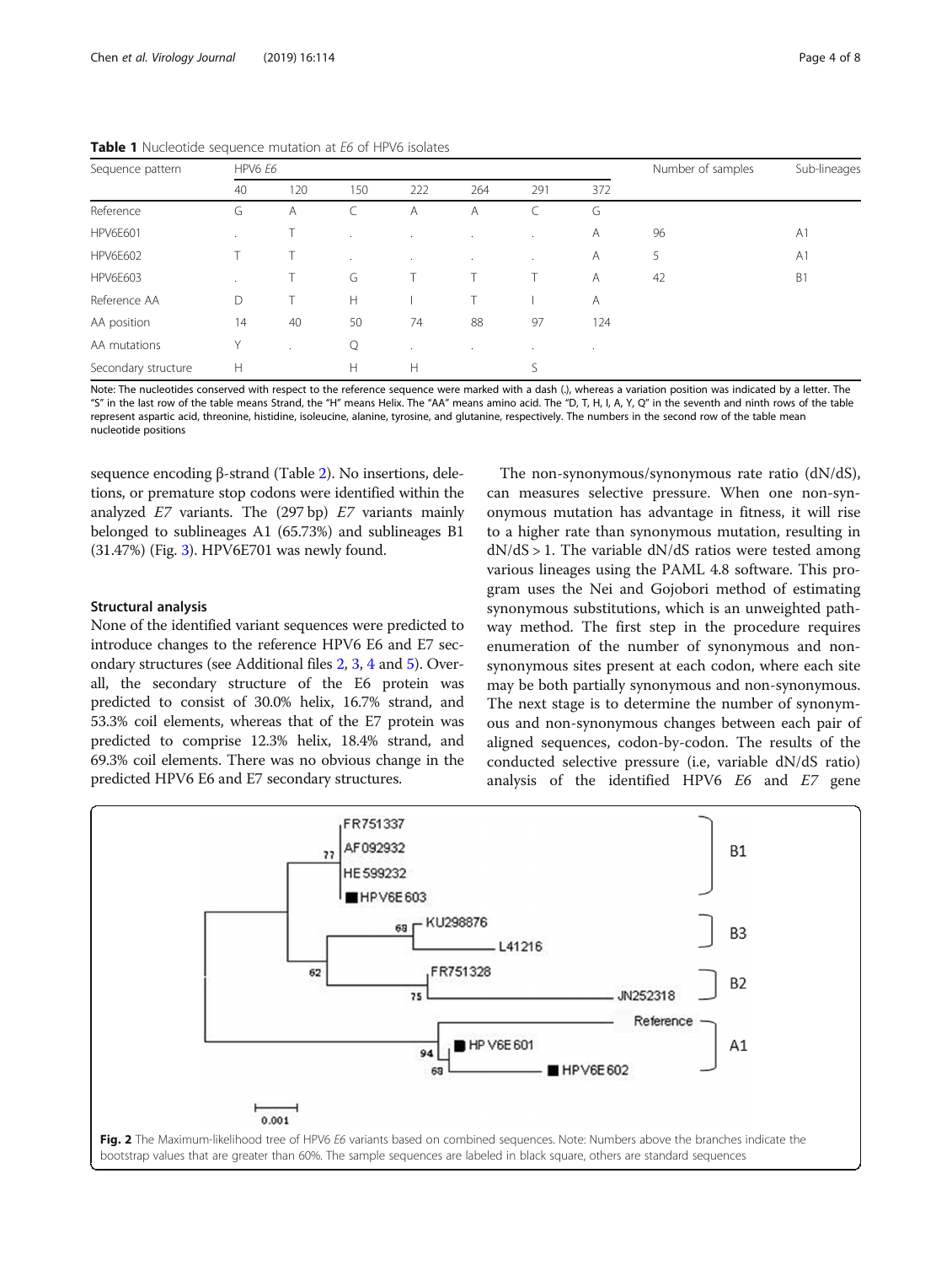**Table 1** Nucleotide sequence mutation at *E6* of HPV6 isolates

| Sequence pattern | HPV6 *E6* | | | | | | | Number of samples | Sub-lineages |
|---|---|---|---|---|---|---|---|---|---|
| | 40 | 120 | 150 | 222 | 264 | 291 | 372 | | |
| Reference | G | A | C | A | A | C | G | | |
| HPV6E601 | . | T | . | . | . | . | A | 96 | A1 |
| HPV6E602 | T | T | . | . | . | . | A | 5 | A1 |
| HPV6E603 | . | T | G | T | T | T | A | 42 | B1 |
| Reference AA | D | T | H | I | T | I | A | | |
| AA position | 14 | 40 | 50 | 74 | 88 | 97 | 124 | | |
| AA mutations | Y | . | Q | . | . | . | . | | |
| Secondary structure | H | | H | H | | S | | | |

Note: The nucleotides conserved with respect to the reference sequence were marked with a dash (.), whereas a variation position was indicated by a letter. The "S" in the last row of the table means Strand, the "H" means Helix. The "AA" means amino acid. The "D, T, H, I, A, Y, Q" in the seventh and ninth rows of the table represent aspartic acid, threonine, histidine, isoleucine, alanine, tyrosine, and glutanine, respectively. The numbers in the second row of the table mean nucleotide positions

sequence encoding β-strand (Table 2). No insertions, deletions, or premature stop codons were identified within the analyzed *E7* variants. The (297 bp) *E7* variants mainly belonged to sublineages A1 (65.73%) and sublineages B1 (31.47%) (Fig. 3). HPV6E701 was newly found.

### Structural analysis

None of the identified variant sequences were predicted to introduce changes to the reference HPV6 E6 and E7 secondary structures (see Additional files 2, 3, 4 and 5). Overall, the secondary structure of the E6 protein was predicted to consist of 30.0% helix, 16.7% strand, and 53.3% coil elements, whereas that of the E7 protein was predicted to comprise 12.3% helix, 18.4% strand, and 69.3% coil elements. There was no obvious change in the predicted HPV6 E6 and E7 secondary structures.

The non-synonymous/synonymous rate ratio (dN/dS), can measures selective pressure. When one non-synonymous mutation has advantage in fitness, it will rise to a higher rate than synonymous mutation, resulting in dN/dS > 1. The variable dN/dS ratios were tested among various lineages using the PAML 4.8 software. This program uses the Nei and Gojobori method of estimating synonymous substitutions, which is an unweighted pathway method. The first step in the procedure requires enumeration of the number of synonymous and non-synonymous sites present at each codon, where each site may be both partially synonymous and non-synonymous. The next stage is to determine the number of synonymous and non-synonymous changes between each pair of aligned sequences, codon-by-codon. The results of the conducted selective pressure (i.e, variable dN/dS ratio) analysis of the identified HPV6 *E6* and *E7* gene

**Fig. 2** The Maximum-likelihood tree of HPV6 *E6* variants based on combined sequences. Note: Numbers above the branches indicate the bootstrap values that are greater than 60%. The sample sequences are labeled in black square, others are standard sequences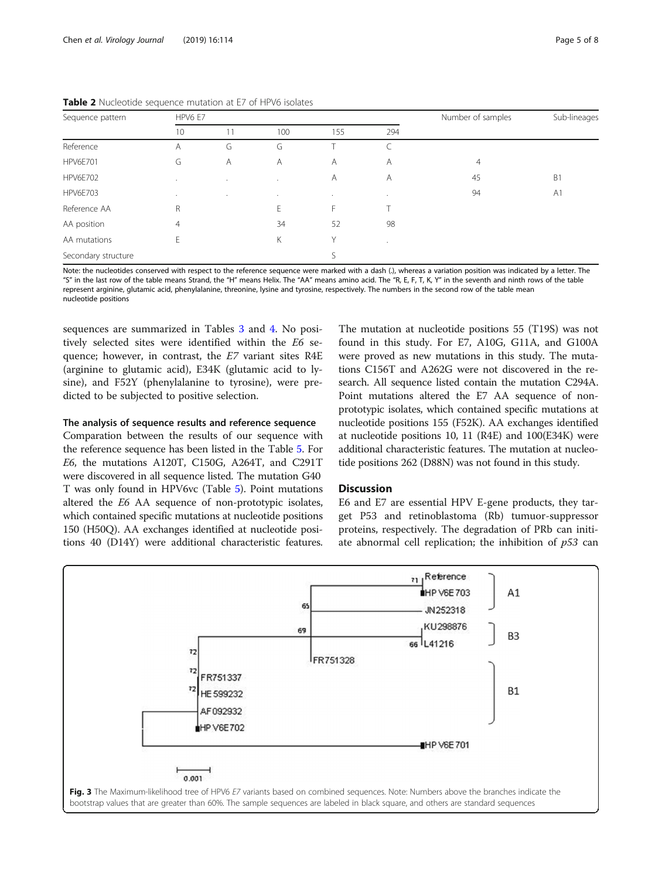**Table 2** Nucleotide sequence mutation at E7 of HPV6 isolates

| Sequence pattern | HPV6 E7 | | | | | Number of samples | Sub-lineages |
|---|---|---|---|---|---|---|---|
| | 10 | 11 | 100 | 155 | 294 | | |
| Reference | A | G | G | T | C | | |
| HPV6E701 | G | A | A | A | A | 4 | |
| HPV6E702 | . | . | . | A | A | 45 | B1 |
| HPV6E703 | . | . | . | . | . | 94 | A1 |
| Reference AA | R | | E | F | T | | |
| AA position | 4 | | 34 | 52 | 98 | | |
| AA mutations | E | | K | Y | . | | |
| Secondary structure | | | | S | | | |

Note: the nucleotides conserved with respect to the reference sequence were marked with a dash (.), whereas a variation position was indicated by a letter. The "S" in the last row of the table means Strand, the "H" means Helix. The "AA" means amino acid. The "R, E, F, T, K, Y" in the seventh and ninth rows of the table represent arginine, glutamic acid, phenylalanine, threonine, lysine and tyrosine, respectively. The numbers in the second row of the table mean nucleotide positions

sequences are summarized in Tables 3 and 4. No positively selected sites were identified within the *E6* sequence; however, in contrast, the *E7* variant sites R4E (arginine to glutamic acid), E34K (glutamic acid to lysine), and F52Y (phenylalanine to tyrosine), were predicted to be subjected to positive selection.

### The analysis of sequence results and reference sequence

Comparation between the results of our sequence with the reference sequence has been listed in the Table 5. For *E6*, the mutations A120T, C150G, A264T, and C291T were discovered in all sequence listed. The mutation G40 T was only found in HPV6vc (Table 5). Point mutations altered the *E6* AA sequence of non-prototypic isolates, which contained specific mutations at nucleotide positions 150 (H50Q). AA exchanges identified at nucleotide positions 40 (D14Y) were additional characteristic features. The mutation at nucleotide positions 55 (T19S) was not found in this study. For E7, A10G, G11A, and G100A were proved as new mutations in this study. The mutations C156T and A262G were not discovered in the research. All sequence listed contain the mutation C294A. Point mutations altered the E7 AA sequence of non-prototypic isolates, which contained specific mutations at nucleotide positions 155 (F52K). AA exchanges identified at nucleotide positions 10, 11 (R4E) and 100(E34K) were additional characteristic features. The mutation at nucleotide positions 262 (D88N) was not found in this study.

## Discussion

E6 and E7 are essential HPV E-gene products, they target P53 and retinoblastoma (Rb) tumour-suppressor proteins, respectively. The degradation of PRb can initiate abnormal cell replication; the inhibition of *p53* can

**Fig. 3** The Maximum-likelihood tree of HPV6 *E7* variants based on combined sequences. Note: Numbers above the branches indicate the bootstrap values that are greater than 60%. The sample sequences are labeled in black square, and others are standard sequences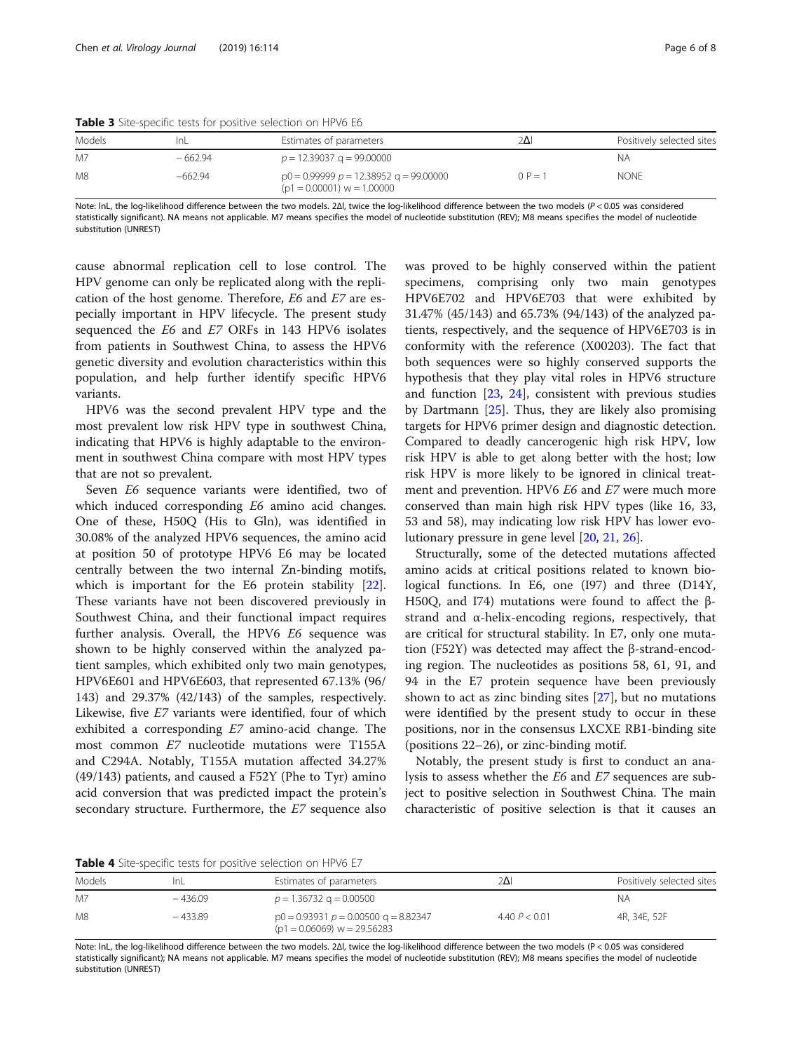**Table 3** Site-specific tests for positive selection on HPV6 E6

| Models | lnL | Estimates of parameters | 2Δl | Positively selected sites |
| --- | --- | --- | --- | --- |
| M7 | − 662.94 | $p = 12.39037$ $q = 99.00000$ | | NA |
| M8 | −662.94 | $p0 = 0.99999$ $p = 12.38952$ $q = 99.00000$ $(p1 = 0.00001)$ $w = 1.00000$ | 0 $P = 1$ | NONE |

Note: lnL, the log-likelihood difference between the two models. 2Δl, twice the log-likelihood difference between the two models ($P < 0.05$ was considered statistically significant). NA means not applicable. M7 means specifies the model of nucleotide substitution (REV); M8 means specifies the model of nucleotide substitution (UNREST)

cause abnormal replication cell to lose control. The HPV genome can only be replicated along with the replication of the host genome. Therefore, *E6* and *E7* are especially important in HPV lifecycle. The present study sequenced the *E6* and *E7* ORFs in 143 HPV6 isolates from patients in Southwest China, to assess the HPV6 genetic diversity and evolution characteristics within this population, and help further identify specific HPV6 variants.

HPV6 was the second prevalent HPV type and the most prevalent low risk HPV type in southwest China, indicating that HPV6 is highly adaptable to the environment in southwest China compare with most HPV types that are not so prevalent.

Seven *E6* sequence variants were identified, two of which induced corresponding *E6* amino acid changes. One of these, H50Q (His to Gln), was identified in 30.08% of the analyzed HPV6 sequences, the amino acid at position 50 of prototype HPV6 E6 may be located centrally between the two internal Zn-binding motifs, which is important for the E6 protein stability [22]. These variants have not been discovered previously in Southwest China, and their functional impact requires further analysis. Overall, the HPV6 *E6* sequence was shown to be highly conserved within the analyzed patient samples, which exhibited only two main genotypes, HPV6E601 and HPV6E603, that represented 67.13% (96/143) and 29.37% (42/143) of the samples, respectively. Likewise, five *E7* variants were identified, four of which exhibited a corresponding *E7* amino-acid change. The most common *E7* nucleotide mutations were T155A and C294A. Notably, T155A mutation affected 34.27% (49/143) patients, and caused a F52Y (Phe to Tyr) amino acid conversion that was predicted impact the protein's secondary structure. Furthermore, the *E7* sequence also was proved to be highly conserved within the patient specimens, comprising only two main genotypes HPV6E702 and HPV6E703 that were exhibited by 31.47% (45/143) and 65.73% (94/143) of the analyzed patients, respectively, and the sequence of HPV6E703 is in conformity with the reference (X00203). The fact that both sequences were so highly conserved supports the hypothesis that they play vital roles in HPV6 structure and function [23, 24], consistent with previous studies by Dartmann [25]. Thus, they are likely also promising targets for HPV6 primer design and diagnostic detection. Compared to deadly cancerogenic high risk HPV, low risk HPV is able to get along better with the host; low risk HPV is more likely to be ignored in clinical treatment and prevention. HPV6 *E6* and *E7* were much more conserved than main high risk HPV types (like 16, 33, 53 and 58), may indicating low risk HPV has lower evolutionary pressure in gene level [20, 21, 26].

Structurally, some of the detected mutations affected amino acids at critical positions related to known biological functions. In E6, one (I97) and three (D14Y, H50Q, and I74) mutations were found to affect the β-strand and α-helix-encoding regions, respectively, that are critical for structural stability. In E7, only one mutation (F52Y) was detected may affect the β-strand-encoding region. The nucleotides as positions 58, 61, 91, and 94 in the E7 protein sequence have been previously shown to act as zinc binding sites [27], but no mutations were identified by the present study to occur in these positions, nor in the consensus LXCXE RB1-binding site (positions 22–26), or zinc-binding motif.

Notably, the present study is first to conduct an analysis to assess whether the *E6* and *E7* sequences are subject to positive selection in Southwest China. The main characteristic of positive selection is that it causes an

**Table 4** Site-specific tests for positive selection on HPV6 E7

| Models | lnL | Estimates of parameters | 2Δl | Positively selected sites |
| --- | --- | --- | --- | --- |
| M7 | − 436.09 | $p = 1.36732$ $q = 0.00500$ | | NA |
| M8 | − 433.89 | $p0 = 0.93931$ $p = 0.00500$ $q = 8.82347$ $(p1 = 0.06069)$ $w = 29.56283$ | 4.40 $P < 0.01$ | 4R, 34E, 52F |

Note: lnL, the log-likelihood difference between the two models. 2Δl, twice the log-likelihood difference between the two models ($P < 0.05$ was considered statistically significant); NA means not applicable. M7 means specifies the model of nucleotide substitution (REV); M8 means specifies the model of nucleotide substitution (UNREST)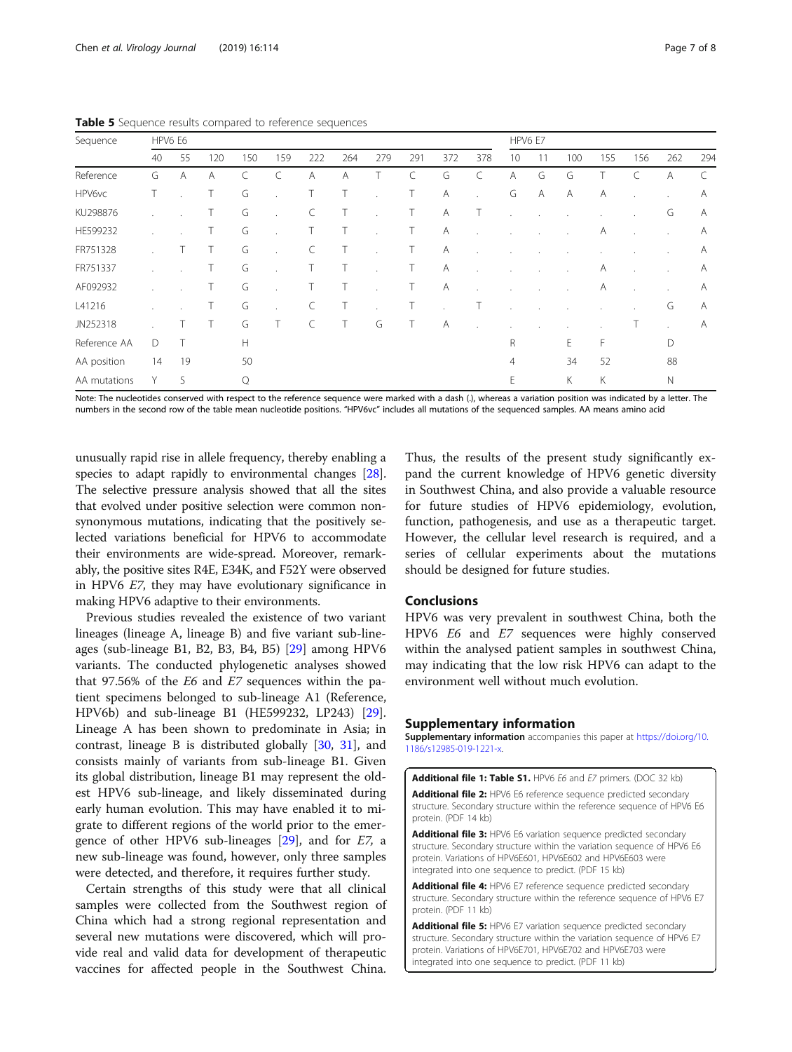**Table 5** Sequence results compared to reference sequences

| Sequence | HPV6 E6 | | | | | | | | | | | HPV6 E7 | | | | | | |
|---|---|---|---|---|---|---|---|---|---|---|---|---|---|---|---|---|---|---|
| | 40 | 55 | 120 | 150 | 159 | 222 | 264 | 279 | 291 | 372 | 378 | 10 | 11 | 100 | 155 | 156 | 262 | 294 |
| Reference | G | A | A | C | C | A | A | T | C | G | C | A | G | G | T | C | A | C |
| HPV6vc | T | . | T | G | . | T | T | . | T | A | . | G | A | A | A | . | . | A |
| KU298876 | . | . | T | G | . | C | T | . | T | A | T | . | . | . | . | . | G | A |
| HE599232 | . | . | T | G | . | T | T | . | T | A | . | . | . | . | A | . | . | A |
| FR751328 | . | T | T | G | . | C | T | . | T | A | . | . | . | . | . | . | . | A |
| FR751337 | . | . | T | G | . | T | T | . | T | A | . | . | . | . | A | . | . | A |
| AF092932 | . | . | T | G | . | T | T | . | T | A | . | . | . | . | A | . | . | A |
| L41216 | . | . | T | G | . | C | T | . | T | . | T | . | . | . | . | . | G | A |
| JN252318 | . | T | T | G | T | C | T | G | T | A | . | . | . | . | . | T | . | A |
| Reference AA | D | T | | H | | | | | | | | R | | E | F | | D | |
| AA position | 14 | 19 | | 50 | | | | | | | | 4 | | 34 | 52 | | 88 | |
| AA mutations | Y | S | | Q | | | | | | | | E | | K | K | | N | |

Note: The nucleotides conserved with respect to the reference sequence were marked with a dash (.), whereas a variation position was indicated by a letter. The numbers in the second row of the table mean nucleotide positions. "HPV6vc" includes all mutations of the sequenced samples. AA means amino acid

unusually rapid rise in allele frequency, thereby enabling a species to adapt rapidly to environmental changes [28]. The selective pressure analysis showed that all the sites that evolved under positive selection were common non-synonymous mutations, indicating that the positively selected variations beneficial for HPV6 to accommodate their environments are wide-spread. Moreover, remarkably, the positive sites R4E, E34K, and F52Y were observed in HPV6 *E7*, they may have evolutionary significance in making HPV6 adaptive to their environments.

Previous studies revealed the existence of two variant lineages (lineage A, lineage B) and five variant sub-lineages (sub-lineage B1, B2, B3, B4, B5) [29] among HPV6 variants. The conducted phylogenetic analyses showed that 97.56% of the *E6* and *E7* sequences within the patient specimens belonged to sub-lineage A1 (Reference, HPV6b) and sub-lineage B1 (HE599232, LP243) [29]. Lineage A has been shown to predominate in Asia; in contrast, lineage B is distributed globally [30, 31], and consists mainly of variants from sub-lineage B1. Given its global distribution, lineage B1 may represent the oldest HPV6 sub-lineage, and likely disseminated during early human evolution. This may have enabled it to migrate to different regions of the world prior to the emergence of other HPV6 sub-lineages [29], and for *E7*, a new sub-lineage was found, however, only three samples were detected, and therefore, it requires further study.

Certain strengths of this study were that all clinical samples were collected from the Southwest region of China which had a strong regional representation and several new mutations were discovered, which will provide real and valid data for development of therapeutic vaccines for affected people in the Southwest China. Thus, the results of the present study significantly expand the current knowledge of HPV6 genetic diversity in Southwest China, and also provide a valuable resource for future studies of HPV6 epidemiology, evolution, function, pathogenesis, and use as a therapeutic target. However, the cellular level research is required, and a series of cellular experiments about the mutations should be designed for future studies.

## Conclusions

HPV6 was very prevalent in southwest China, both the HPV6 *E6* and *E7* sequences were highly conserved within the analysed patient samples in southwest China, may indicating that the low risk HPV6 can adapt to the environment well without much evolution.

## Supplementary information

**Supplementary information** accompanies this paper at https://doi.org/10.1186/s12985-019-1221-x.

**Additional file 1: Table S1.** HPV6 *E6* and *E7* primers. (DOC 32 kb)

**Additional file 2:** HPV6 E6 reference sequence predicted secondary structure. Secondary structure within the reference sequence of HPV6 E6 protein. (PDF 14 kb)

**Additional file 3:** HPV6 E6 variation sequence predicted secondary structure. Secondary structure within the variation sequence of HPV6 E6 protein. Variations of HPV6E601, HPV6E602 and HPV6E603 were integrated into one sequence to predict. (PDF 15 kb)

**Additional file 4:** HPV6 E7 reference sequence predicted secondary structure. Secondary structure within the reference sequence of HPV6 E7 protein. (PDF 11 kb)

**Additional file 5:** HPV6 E7 variation sequence predicted secondary structure. Secondary structure within the variation sequence of HPV6 E7 protein. Variations of HPV6E701, HPV6E702 and HPV6E703 were integrated into one sequence to predict. (PDF 11 kb)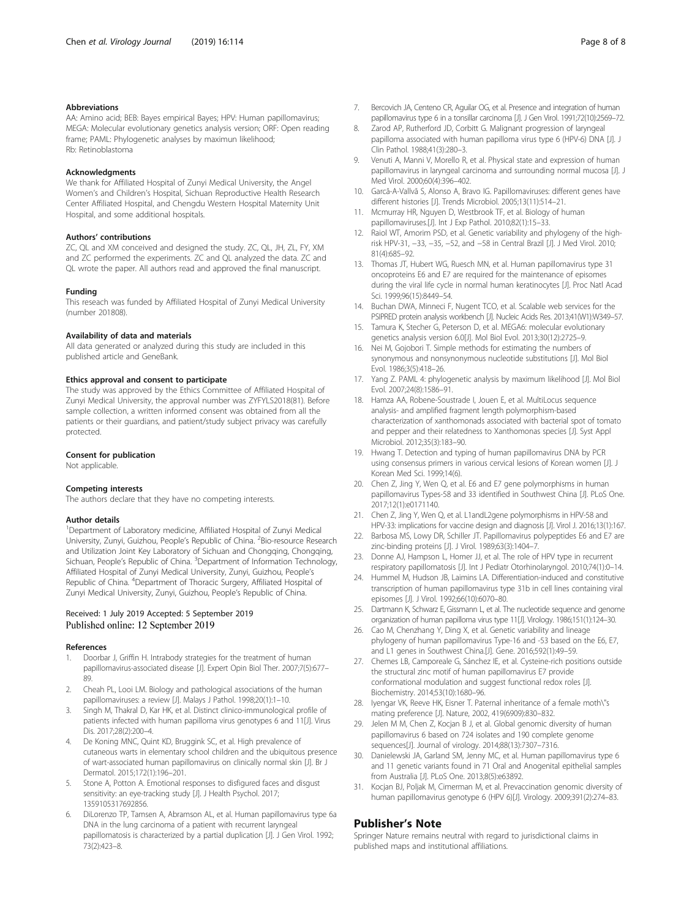### Abbreviations

AA: Amino acid; BEB: Bayes empirical Bayes; HPV: Human papillomavirus; MEGA: Molecular evolutionary genetics analysis version; ORF: Open reading frame; PAML: Phylogenetic analyses by maximun likelihood; Rb: Retinoblastoma

### Acknowledgments

We thank for Affiliated Hospital of Zunyi Medical University, the Angel Women's and Children's Hospital, Sichuan Reproductive Health Research Center Affiliated Hospital, and Chengdu Western Hospital Maternity Unit Hospital, and some additional hospitals.

### Authors' contributions

ZC, QL and XM conceived and designed the study. ZC, QL, JH, ZL, FY, XM and ZC performed the experiments. ZC and QL analyzed the data. ZC and QL wrote the paper. All authors read and approved the final manuscript.

### Funding

This reseach was funded by Affiliated Hospital of Zunyi Medical University (number 201808).

### Availability of data and materials

All data generated or analyzed during this study are included in this published article and GeneBank.

### Ethics approval and consent to participate

The study was approved by the Ethics Committee of Affiliated Hospital of Zunyi Medical University, the approval number was ZYFYLS2018(81). Before sample collection, a written informed consent was obtained from all the patients or their guardians, and patient/study subject privacy was carefully protected.

### Consent for publication

Not applicable.

### Competing interests

The authors declare that they have no competing interests.

### Author details

[1]Department of Laboratory medicine, Affiliated Hospital of Zunyi Medical University, Zunyi, Guizhou, People's Republic of China. [2]Bio-resource Research and Utilization Joint Key Laboratory of Sichuan and Chongqing, Chongqing, Sichuan, People's Republic of China. [3]Department of Information Technology, Affiliated Hospital of Zunyi Medical University, Zunyi, Guizhou, People's Republic of China. [4]Department of Thoracic Surgery, Affiliated Hospital of Zunyi Medical University, Zunyi, Guizhou, People's Republic of China.

Received: 1 July 2019 Accepted: 5 September 2019
Published online: 12 September 2019

### References

1. Doorbar J, Griffin H. Intrabody strategies for the treatment of human papillomavirus-associated disease [J]. Expert Opin Biol Ther. 2007;7(5):677–89.
2. Cheah PL, Looi LM. Biology and pathological associations of the human papillomaviruses: a review [J]. Malays J Pathol. 1998;20(1):1–10.
3. Singh M, Thakral D, Kar HK, et al. Distinct clinico-immunological profile of patients infected with human papilloma virus genotypes 6 and 11[J]. Virus Dis. 2017;28(2):200–4.
4. De Koning MNC, Quint KD, Bruggink SC, et al. High prevalence of cutaneous warts in elementary school children and the ubiquitous presence of wart-associated human papillomavirus on clinically normal skin [J]. Br J Dermatol. 2015;172(1):196–201.
5. Stone A, Potton A. Emotional responses to disfigured faces and disgust sensitivity: an eye-tracking study [J]. J Health Psychol. 2017; 1359105317692856.
6. DiLorenzo TP, Tamsen A, Abramson AL, et al. Human papillomavirus type 6a DNA in the lung carcinoma of a patient with recurrent laryngeal papillomatosis is characterized by a partial duplication [J]. J Gen Virol. 1992; 73(2):423–8.
7. Bercovich JA, Centeno CR, Aguilar OG, et al. Presence and integration of human papillomavirus type 6 in a tonsillar carcinoma [J]. J Gen Virol. 1991;72(10):2569–72.
8. Zarod AP, Rutherford JD, Corbitt G. Malignant progression of laryngeal papilloma associated with human papilloma virus type 6 (HPV-6) DNA [J]. J Clin Pathol. 1988;41(3):280–3.
9. Venuti A, Manni V, Morello R, et al. Physical state and expression of human papillomavirus in laryngeal carcinoma and surrounding normal mucosa [J]. J Med Virol. 2000;60(4):396–402.
10. Garcă-A-Vallvă S, Alonso A, Bravo IG. Papillomaviruses: different genes have different histories [J]. Trends Microbiol. 2005;13(11):514–21.
11. Mcmurray HR, Nguyen D, Westbrook TF, et al. Biology of human papillomaviruses.[J]. Int J Exp Pathol. 2010;82(1):15–33.
12. Raiol WT, Amorim PSD, et al. Genetic variability and phylogeny of the high-risk HPV-31, −33, −35, −52, and −58 in Central Brazil [J]. J Med Virol. 2010; 81(4):685–92.
13. Thomas JT, Hubert WG, Ruesch MN, et al. Human papillomavirus type 31 oncoproteins E6 and E7 are required for the maintenance of episomes during the viral life cycle in normal human keratinocytes [J]. Proc Natl Acad Sci. 1999;96(15):8449–54.
14. Buchan DWA, Minneci F, Nugent TCO, et al. Scalable web services for the PSIPRED protein analysis workbench [J]. Nucleic Acids Res. 2013;41(W1):W349–57.
15. Tamura K, Stecher G, Peterson D, et al. MEGA6: molecular evolutionary genetics analysis version 6.0[J]. Mol Biol Evol. 2013;30(12):2725–9.
16. Nei M, Gojobori T. Simple methods for estimating the numbers of synonymous and nonsynonymous nucleotide substitutions [J]. Mol Biol Evol. 1986;3(5):418–26.
17. Yang Z. PAML 4: phylogenetic analysis by maximum likelihood [J]. Mol Biol Evol. 2007;24(8):1586–91.
18. Hamza AA, Robene-Soustrade I, Jouen E, et al. MultiLocus sequence analysis- and amplified fragment length polymorphism-based characterization of xanthomonads associated with bacterial spot of tomato and pepper and their relatedness to Xanthomonas species [J]. Syst Appl Microbiol. 2012;35(3):183–90.
19. Hwang T. Detection and typing of human papillomavirus DNA by PCR using consensus primers in various cervical lesions of Korean women [J]. J Korean Med Sci. 1999;14(6).
20. Chen Z, Jing Y, Wen Q, et al. E6 and E7 gene polymorphisms in human papillomavirus Types-58 and 33 identified in Southwest China [J]. PLoS One. 2017;12(1):e0171140.
21. Chen Z, Jing Y, Wen Q, et al. L1andL2gene polymorphisms in HPV-58 and HPV-33: implications for vaccine design and diagnosis [J]. Virol J. 2016;13(1):167.
22. Barbosa MS, Lowy DR, Schiller JT. Papillomavirus polypeptides E6 and E7 are zinc-binding proteins [J]. J Virol. 1989;63(3):1404–7.
23. Donne AJ, Hampson L, Homer JJ, et al. The role of HPV type in recurrent respiratory papillomatosis [J]. Int J Pediatr Otorhinolaryngol. 2010;74(1):0–14.
24. Hummel M, Hudson JB, Laimins LA. Differentiation-induced and constitutive transcription of human papillomavirus type 31b in cell lines containing viral episomes [J]. J Virol. 1992;66(10):6070–80.
25. Dartmann K, Schwarz E, Gissmann L, et al. The nucleotide sequence and genome organization of human papilloma virus type 11[J]. Virology. 1986;151(1):124–30.
26. Cao M, Chenzhang Y, Ding X, et al. Genetic variability and lineage phylogeny of human papillomavirus Type-16 and -53 based on the E6, E7, and L1 genes in Southwest China.[J]. Gene. 2016;592(1):49–59.
27. Chemes LB, Camporeale G, Sánchez IE, et al. Cysteine-rich positions outside the structural zinc motif of human papillomavirus E7 provide conformational modulation and suggest functional redox roles [J]. Biochemistry. 2014;53(10):1680–96.
28. Iyengar VK, Reeve HK, Eisner T. Paternal inheritance of a female moth\"s mating preference [J]. Nature, 2002, 419(6909):830–832.
29. Jelen M M, Chen Z, Kocjan B J, et al. Global genomic diversity of human papillomavirus 6 based on 724 isolates and 190 complete genome sequences[J]. Journal of virology. 2014;88(13):7307–7316.
30. Danielewski JA, Garland SM, Jenny MC, et al. Human papillomavirus type 6 and 11 genetic variants found in 71 Oral and Anogenital epithelial samples from Australia [J]. PLoS One. 2013;8(5):e63892.
31. Kocjan BJ, Poljak M, Cimerman M, et al. Prevaccination genomic diversity of human papillomavirus genotype 6 (HPV 6)[J]. Virology. 2009;391(2):274–83.

## Publisher's Note

Springer Nature remains neutral with regard to jurisdictional claims in published maps and institutional affiliations.